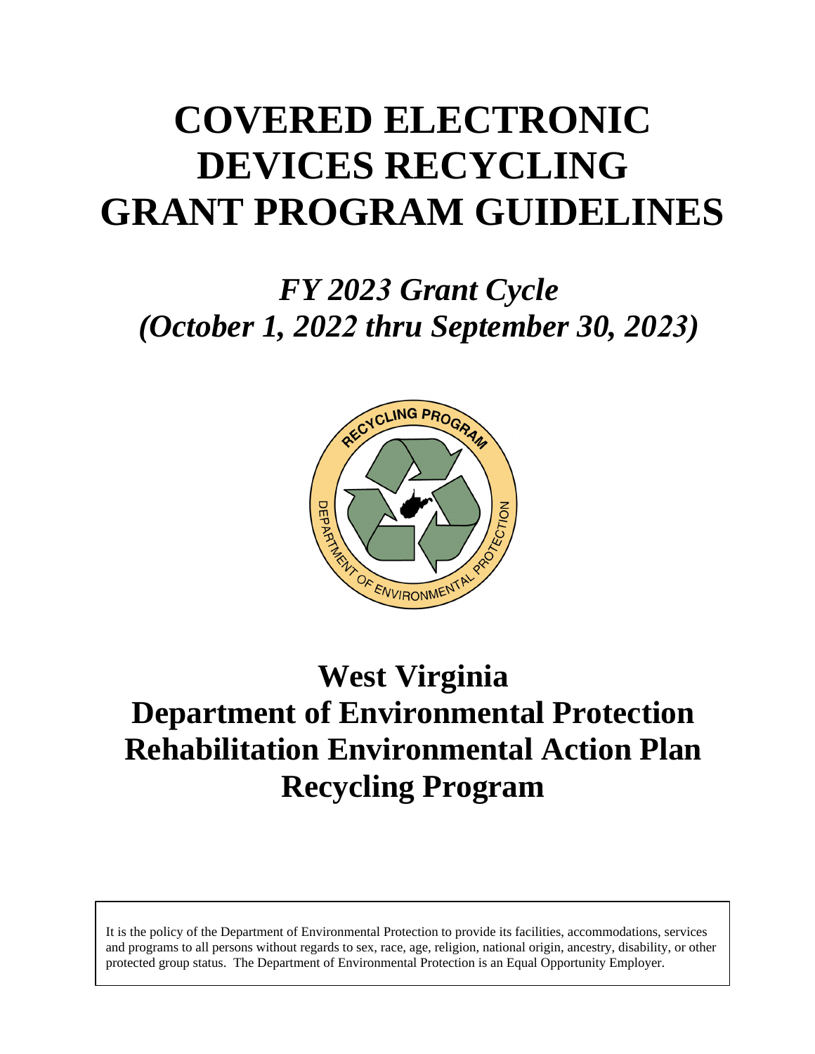# COVERED ELECTRONIC DEVICES RECYCLING GRANT PROGRAM GUIDELINES

## *FY 2023 Grant Cycle (October 1, 2022 thru September 30, 2023)*

# West Virginia Department of Environmental Protection Rehabilitation Environmental Action Plan Recycling Program

It is the policy of the Department of Environmental Protection to provide its facilities, accommodations, services and programs to all persons without regards to sex, race, age, religion, national origin, ancestry, disability, or other protected group status. The Department of Environmental Protection is an Equal Opportunity Employer.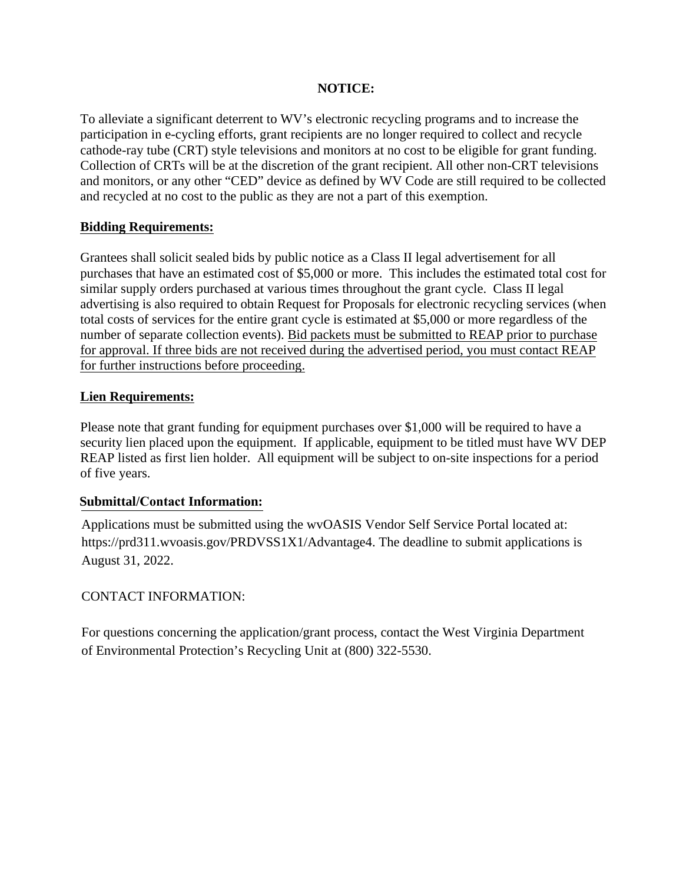**NOTICE:**

To alleviate a significant deterrent to WV's electronic recycling programs and to increase the participation in e-cycling efforts, grant recipients are no longer required to collect and recycle cathode-ray tube (CRT) style televisions and monitors at no cost to be eligible for grant funding. Collection of CRTs will be at the discretion of the grant recipient. All other non-CRT televisions and monitors, or any other "CED" device as defined by WV Code are still required to be collected and recycled at no cost to the public as they are not a part of this exemption.

**Bidding Requirements:**

Grantees shall solicit sealed bids by public notice as a Class II legal advertisement for all purchases that have an estimated cost of $5,000 or more. This includes the estimated total cost for similar supply orders purchased at various times throughout the grant cycle. Class II legal advertising is also required to obtain Request for Proposals for electronic recycling services (when total costs of services for the entire grant cycle is estimated at $5,000 or more regardless of the number of separate collection events). Bid packets must be submitted to REAP prior to purchase for approval. If three bids are not received during the advertised period, you must contact REAP for further instructions before proceeding.

**Lien Requirements:**

Please note that grant funding for equipment purchases over $1,000 will be required to have a security lien placed upon the equipment. If applicable, equipment to be titled must have WV DEP REAP listed as first lien holder. All equipment will be subject to on-site inspections for a period of five years.

**Submittal/Contact Information:**

Applications must be submitted using the wvOASIS Vendor Self Service Portal located at: https://prd311.wvoasis.gov/PRDVSS1X1/Advantage4. The deadline to submit applications is August 31, 2022.

CONTACT INFORMATION:

For questions concerning the application/grant process, contact the West Virginia Department of Environmental Protection's Recycling Unit at (800) 322-5530.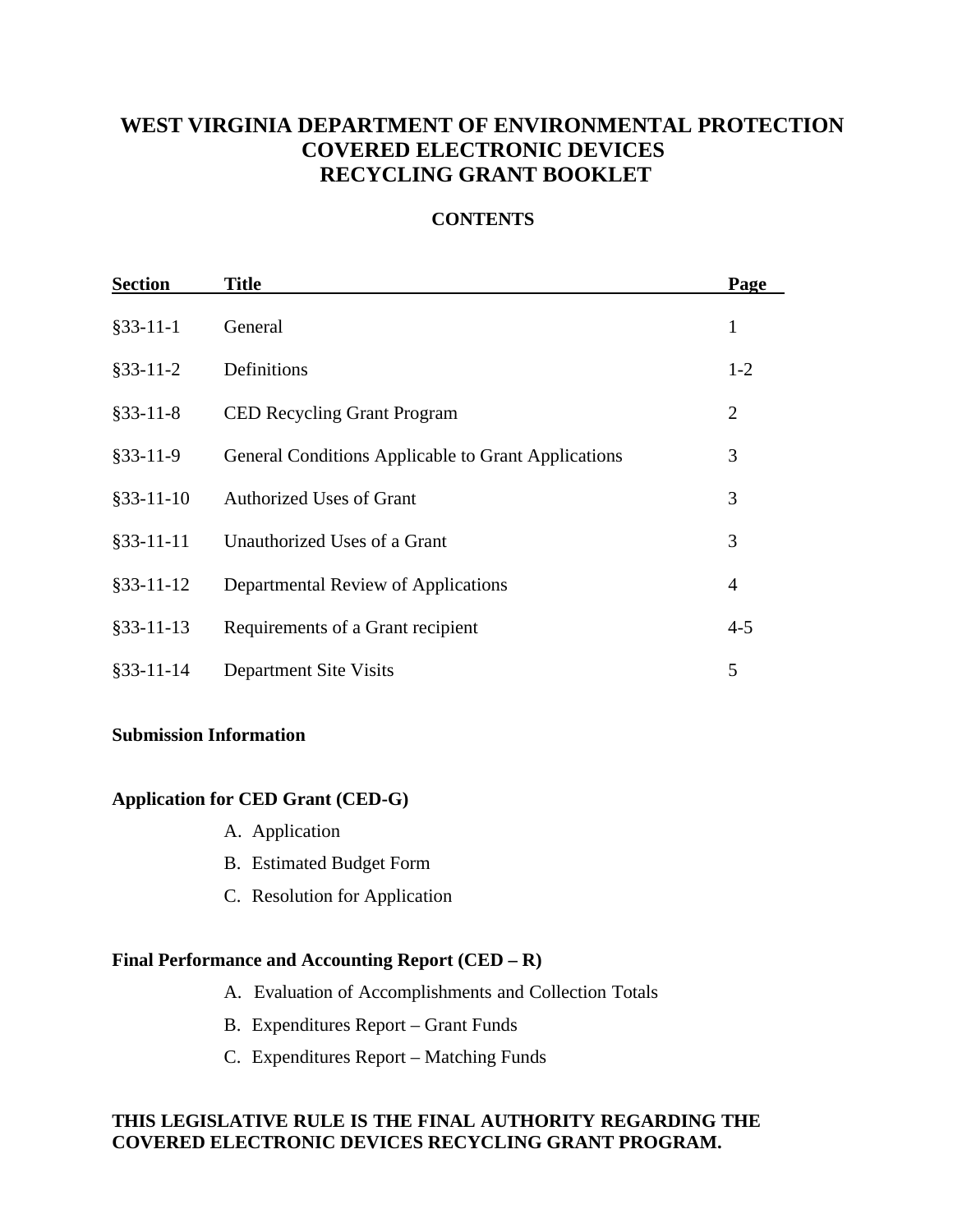# WEST VIRGINIA DEPARTMENT OF ENVIRONMENTAL PROTECTION
# COVERED ELECTRONIC DEVICES
# RECYCLING GRANT BOOKLET

## CONTENTS

| Section | Title | Page |
|---|---|---|
| §33-11-1 | General | 1 |
| §33-11-2 | Definitions | 1-2 |
| §33-11-8 | CED Recycling Grant Program | 2 |
| §33-11-9 | General Conditions Applicable to Grant Applications | 3 |
| §33-11-10 | Authorized Uses of Grant | 3 |
| §33-11-11 | Unauthorized Uses of a Grant | 3 |
| §33-11-12 | Departmental Review of Applications | 4 |
| §33-11-13 | Requirements of a Grant recipient | 4-5 |
| §33-11-14 | Department Site Visits | 5 |

**Submission Information**

**Application for CED Grant (CED-G)**

A. Application
B. Estimated Budget Form
C. Resolution for Application

**Final Performance and Accounting Report (CED – R)**

A. Evaluation of Accomplishments and Collection Totals
B. Expenditures Report – Grant Funds
C. Expenditures Report – Matching Funds

**THIS LEGISLATIVE RULE IS THE FINAL AUTHORITY REGARDING THE COVERED ELECTRONIC DEVICES RECYCLING GRANT PROGRAM.**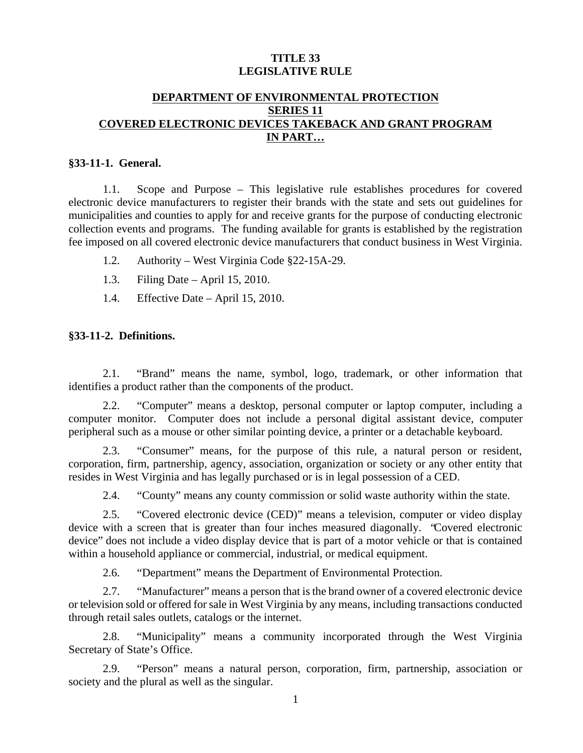**TITLE 33**
**LEGISLATIVE RULE**

**DEPARTMENT OF ENVIRONMENTAL PROTECTION**
**SERIES 11**
**COVERED ELECTRONIC DEVICES TAKEBACK AND GRANT PROGRAM**
**IN PART…**

### §33-11-1. General.

1.1. Scope and Purpose – This legislative rule establishes procedures for covered electronic device manufacturers to register their brands with the state and sets out guidelines for municipalities and counties to apply for and receive grants for the purpose of conducting electronic collection events and programs. The funding available for grants is established by the registration fee imposed on all covered electronic device manufacturers that conduct business in West Virginia.

1.2. Authority – West Virginia Code §22-15A-29.

1.3. Filing Date – April 15, 2010.

1.4. Effective Date – April 15, 2010.

### §33-11-2. Definitions.

2.1. "Brand" means the name, symbol, logo, trademark, or other information that identifies a product rather than the components of the product.

2.2. "Computer" means a desktop, personal computer or laptop computer, including a computer monitor. Computer does not include a personal digital assistant device, computer peripheral such as a mouse or other similar pointing device, a printer or a detachable keyboard.

2.3. "Consumer" means, for the purpose of this rule, a natural person or resident, corporation, firm, partnership, agency, association, organization or society or any other entity that resides in West Virginia and has legally purchased or is in legal possession of a CED.

2.4. "County" means any county commission or solid waste authority within the state.

2.5. "Covered electronic device (CED)" means a television, computer or video display device with a screen that is greater than four inches measured diagonally. "Covered electronic device" does not include a video display device that is part of a motor vehicle or that is contained within a household appliance or commercial, industrial, or medical equipment.

2.6. "Department" means the Department of Environmental Protection.

2.7. "Manufacturer" means a person that is the brand owner of a covered electronic device or television sold or offered for sale in West Virginia by any means, including transactions conducted through retail sales outlets, catalogs or the internet.

2.8. "Municipality" means a community incorporated through the West Virginia Secretary of State's Office.

2.9. "Person" means a natural person, corporation, firm, partnership, association or society and the plural as well as the singular.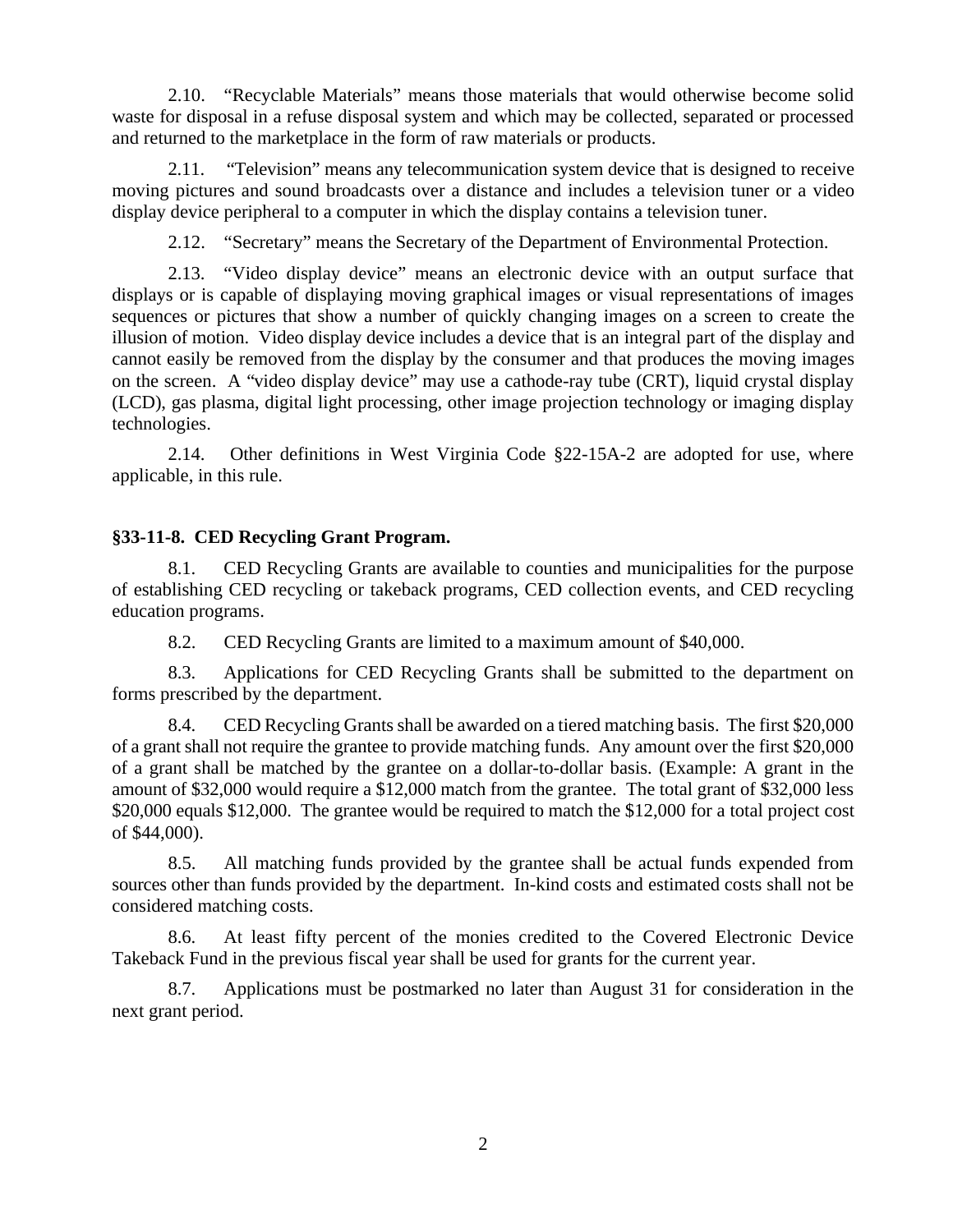2.10. "Recyclable Materials" means those materials that would otherwise become solid waste for disposal in a refuse disposal system and which may be collected, separated or processed and returned to the marketplace in the form of raw materials or products.

2.11. "Television" means any telecommunication system device that is designed to receive moving pictures and sound broadcasts over a distance and includes a television tuner or a video display device peripheral to a computer in which the display contains a television tuner.

2.12. "Secretary" means the Secretary of the Department of Environmental Protection.

2.13. "Video display device" means an electronic device with an output surface that displays or is capable of displaying moving graphical images or visual representations of images sequences or pictures that show a number of quickly changing images on a screen to create the illusion of motion. Video display device includes a device that is an integral part of the display and cannot easily be removed from the display by the consumer and that produces the moving images on the screen. A "video display device" may use a cathode-ray tube (CRT), liquid crystal display (LCD), gas plasma, digital light processing, other image projection technology or imaging display technologies.

2.14. Other definitions in West Virginia Code §22-15A-2 are adopted for use, where applicable, in this rule.

**§33-11-8. CED Recycling Grant Program.**

8.1. CED Recycling Grants are available to counties and municipalities for the purpose of establishing CED recycling or takeback programs, CED collection events, and CED recycling education programs.

8.2. CED Recycling Grants are limited to a maximum amount of $40,000.

8.3. Applications for CED Recycling Grants shall be submitted to the department on forms prescribed by the department.

8.4. CED Recycling Grants shall be awarded on a tiered matching basis. The first $20,000 of a grant shall not require the grantee to provide matching funds. Any amount over the first $20,000 of a grant shall be matched by the grantee on a dollar-to-dollar basis. (Example: A grant in the amount of $32,000 would require a $12,000 match from the grantee. The total grant of $32,000 less $20,000 equals $12,000. The grantee would be required to match the $12,000 for a total project cost of $44,000).

8.5. All matching funds provided by the grantee shall be actual funds expended from sources other than funds provided by the department. In-kind costs and estimated costs shall not be considered matching costs.

8.6. At least fifty percent of the monies credited to the Covered Electronic Device Takeback Fund in the previous fiscal year shall be used for grants for the current year.

8.7. Applications must be postmarked no later than August 31 for consideration in the next grant period.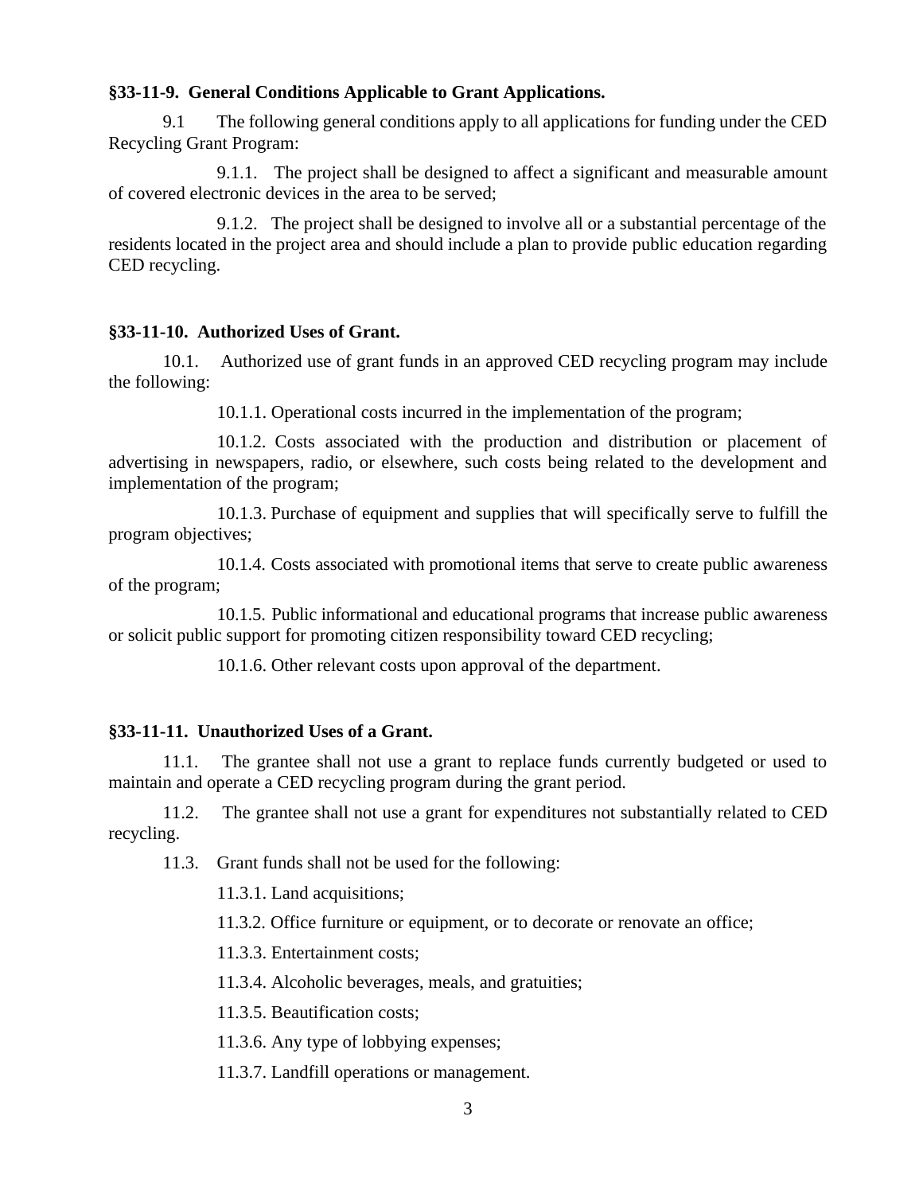**§33-11-9. General Conditions Applicable to Grant Applications.**

9.1 The following general conditions apply to all applications for funding under the CED Recycling Grant Program:

9.1.1. The project shall be designed to affect a significant and measurable amount of covered electronic devices in the area to be served;

9.1.2. The project shall be designed to involve all or a substantial percentage of the residents located in the project area and should include a plan to provide public education regarding CED recycling.

**§33-11-10. Authorized Uses of Grant.**

10.1. Authorized use of grant funds in an approved CED recycling program may include the following:

10.1.1. Operational costs incurred in the implementation of the program;

10.1.2. Costs associated with the production and distribution or placement of advertising in newspapers, radio, or elsewhere, such costs being related to the development and implementation of the program;

10.1.3. Purchase of equipment and supplies that will specifically serve to fulfill the program objectives;

10.1.4. Costs associated with promotional items that serve to create public awareness of the program;

10.1.5. Public informational and educational programs that increase public awareness or solicit public support for promoting citizen responsibility toward CED recycling;

10.1.6. Other relevant costs upon approval of the department.

**§33-11-11. Unauthorized Uses of a Grant.**

11.1. The grantee shall not use a grant to replace funds currently budgeted or used to maintain and operate a CED recycling program during the grant period.

11.2. The grantee shall not use a grant for expenditures not substantially related to CED recycling.

11.3. Grant funds shall not be used for the following:

11.3.1. Land acquisitions;

11.3.2. Office furniture or equipment, or to decorate or renovate an office;

11.3.3. Entertainment costs;

11.3.4. Alcoholic beverages, meals, and gratuities;

11.3.5. Beautification costs;

11.3.6. Any type of lobbying expenses;

11.3.7. Landfill operations or management.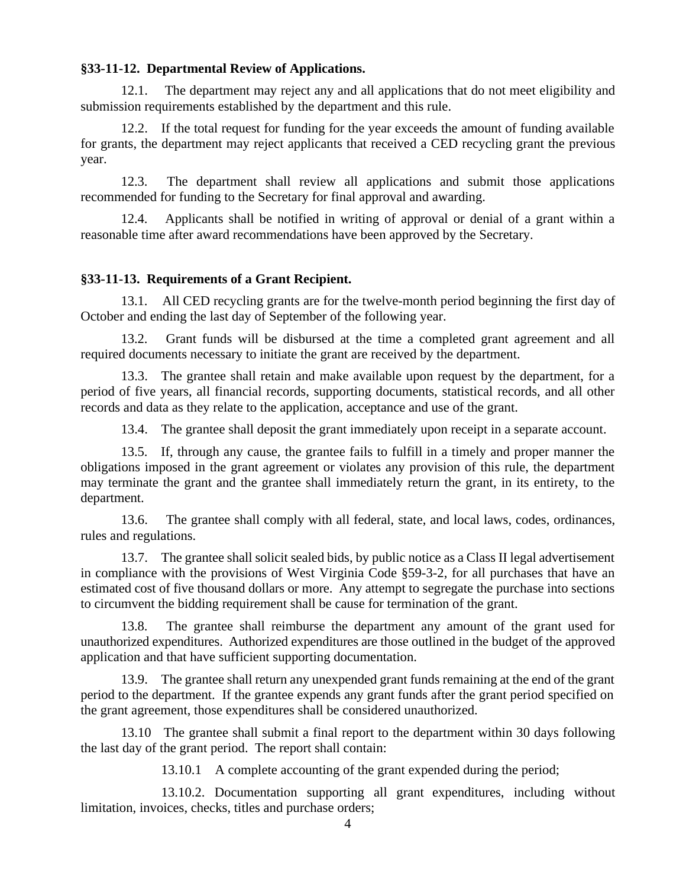**§33-11-12. Departmental Review of Applications.**

12.1. The department may reject any and all applications that do not meet eligibility and submission requirements established by the department and this rule.

12.2. If the total request for funding for the year exceeds the amount of funding available for grants, the department may reject applicants that received a CED recycling grant the previous year.

12.3. The department shall review all applications and submit those applications recommended for funding to the Secretary for final approval and awarding.

12.4. Applicants shall be notified in writing of approval or denial of a grant within a reasonable time after award recommendations have been approved by the Secretary.

**§33-11-13. Requirements of a Grant Recipient.**

13.1. All CED recycling grants are for the twelve-month period beginning the first day of October and ending the last day of September of the following year.

13.2. Grant funds will be disbursed at the time a completed grant agreement and all required documents necessary to initiate the grant are received by the department.

13.3. The grantee shall retain and make available upon request by the department, for a period of five years, all financial records, supporting documents, statistical records, and all other records and data as they relate to the application, acceptance and use of the grant.

13.4. The grantee shall deposit the grant immediately upon receipt in a separate account.

13.5. If, through any cause, the grantee fails to fulfill in a timely and proper manner the obligations imposed in the grant agreement or violates any provision of this rule, the department may terminate the grant and the grantee shall immediately return the grant, in its entirety, to the department.

13.6. The grantee shall comply with all federal, state, and local laws, codes, ordinances, rules and regulations.

13.7. The grantee shall solicit sealed bids, by public notice as a Class II legal advertisement in compliance with the provisions of West Virginia Code §59-3-2, for all purchases that have an estimated cost of five thousand dollars or more. Any attempt to segregate the purchase into sections to circumvent the bidding requirement shall be cause for termination of the grant.

13.8. The grantee shall reimburse the department any amount of the grant used for unauthorized expenditures. Authorized expenditures are those outlined in the budget of the approved application and that have sufficient supporting documentation.

13.9. The grantee shall return any unexpended grant funds remaining at the end of the grant period to the department. If the grantee expends any grant funds after the grant period specified on the grant agreement, those expenditures shall be considered unauthorized.

13.10 The grantee shall submit a final report to the department within 30 days following the last day of the grant period. The report shall contain:

13.10.1 A complete accounting of the grant expended during the period;

13.10.2. Documentation supporting all grant expenditures, including without limitation, invoices, checks, titles and purchase orders;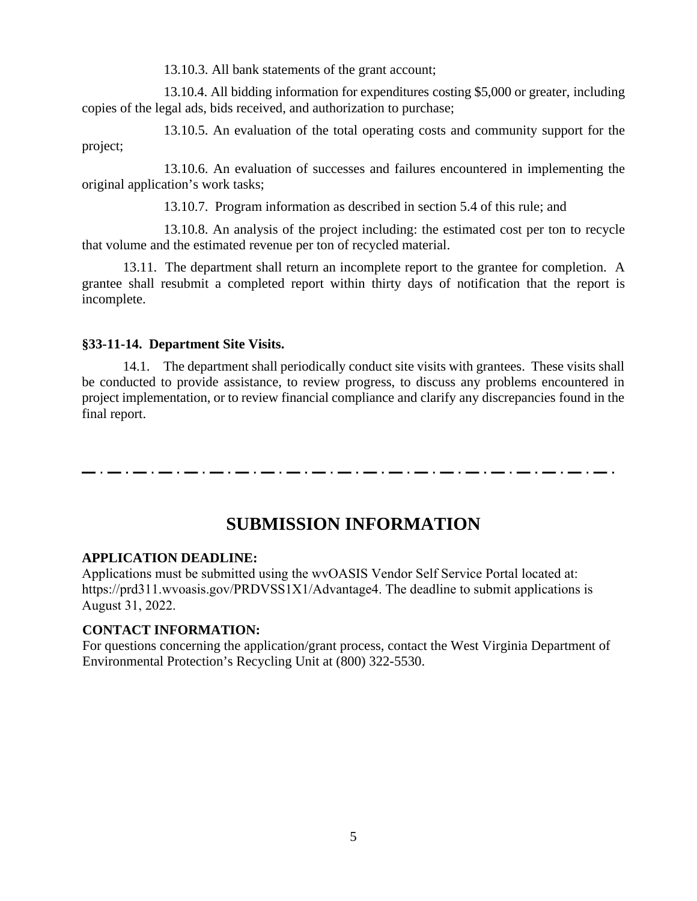13.10.3. All bank statements of the grant account;

13.10.4. All bidding information for expenditures costing $5,000 or greater, including copies of the legal ads, bids received, and authorization to purchase;

13.10.5. An evaluation of the total operating costs and community support for the project;

13.10.6. An evaluation of successes and failures encountered in implementing the original application's work tasks;

13.10.7. Program information as described in section 5.4 of this rule; and

13.10.8. An analysis of the project including: the estimated cost per ton to recycle that volume and the estimated revenue per ton of recycled material.

13.11. The department shall return an incomplete report to the grantee for completion. A grantee shall resubmit a completed report within thirty days of notification that the report is incomplete.

**§33-11-14. Department Site Visits.**

14.1. The department shall periodically conduct site visits with grantees. These visits shall be conducted to provide assistance, to review progress, to discuss any problems encountered in project implementation, or to review financial compliance and clarify any discrepancies found in the final report.

---

# SUBMISSION INFORMATION

**APPLICATION DEADLINE:**
Applications must be submitted using the wvOASIS Vendor Self Service Portal located at: https://prd311.wvoasis.gov/PRDVSS1X1/Advantage4. The deadline to submit applications is August 31, 2022.

**CONTACT INFORMATION:**
For questions concerning the application/grant process, contact the West Virginia Department of Environmental Protection's Recycling Unit at (800) 322-5530.